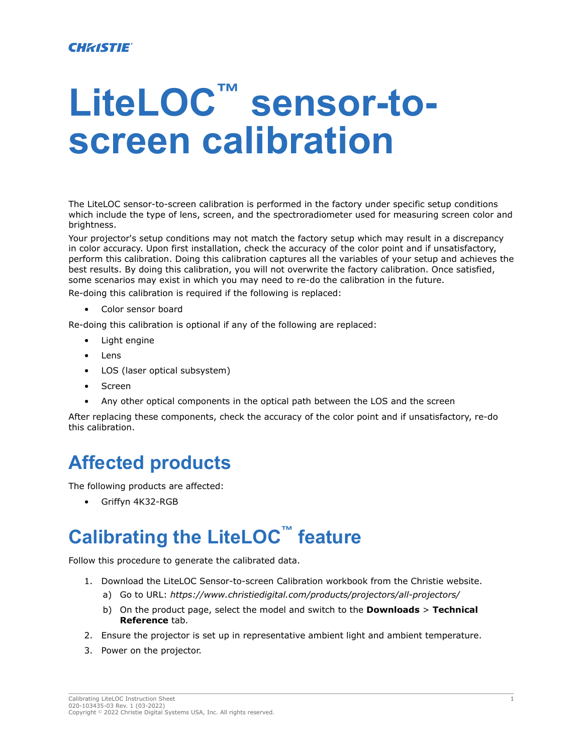# LiteLOC™ sensor-to-screen calibration

The LiteLOC sensor-to-screen calibration is performed in the factory under specific setup conditions which include the type of lens, screen, and the spectroradiometer used for measuring screen color and brightness.

Your projector's setup conditions may not match the factory setup which may result in a discrepancy in color accuracy. Upon first installation, check the accuracy of the color point and if unsatisfactory, perform this calibration. Doing this calibration captures all the variables of your setup and achieves the best results. By doing this calibration, you will not overwrite the factory calibration. Once satisfied, some scenarios may exist in which you may need to re-do the calibration in the future.

Re-doing this calibration is required if the following is replaced:

- Color sensor board

Re-doing this calibration is optional if any of the following are replaced:

- Light engine
- Lens
- LOS (laser optical subsystem)
- Screen
- Any other optical components in the optical path between the LOS and the screen

After replacing these components, check the accuracy of the color point and if unsatisfactory, re-do this calibration.

## Affected products

The following products are affected:

- Griffyn 4K32-RGB

## Calibrating the LiteLOC™ feature

Follow this procedure to generate the calibrated data.

1. Download the LiteLOC Sensor-to-screen Calibration workbook from the Christie website.
   a) Go to URL: *https://www.christiedigital.com/products/projectors/all-projectors/*
   b) On the product page, select the model and switch to the **Downloads** > **Technical Reference** tab.
2. Ensure the projector is set up in representative ambient light and ambient temperature.
3. Power on the projector.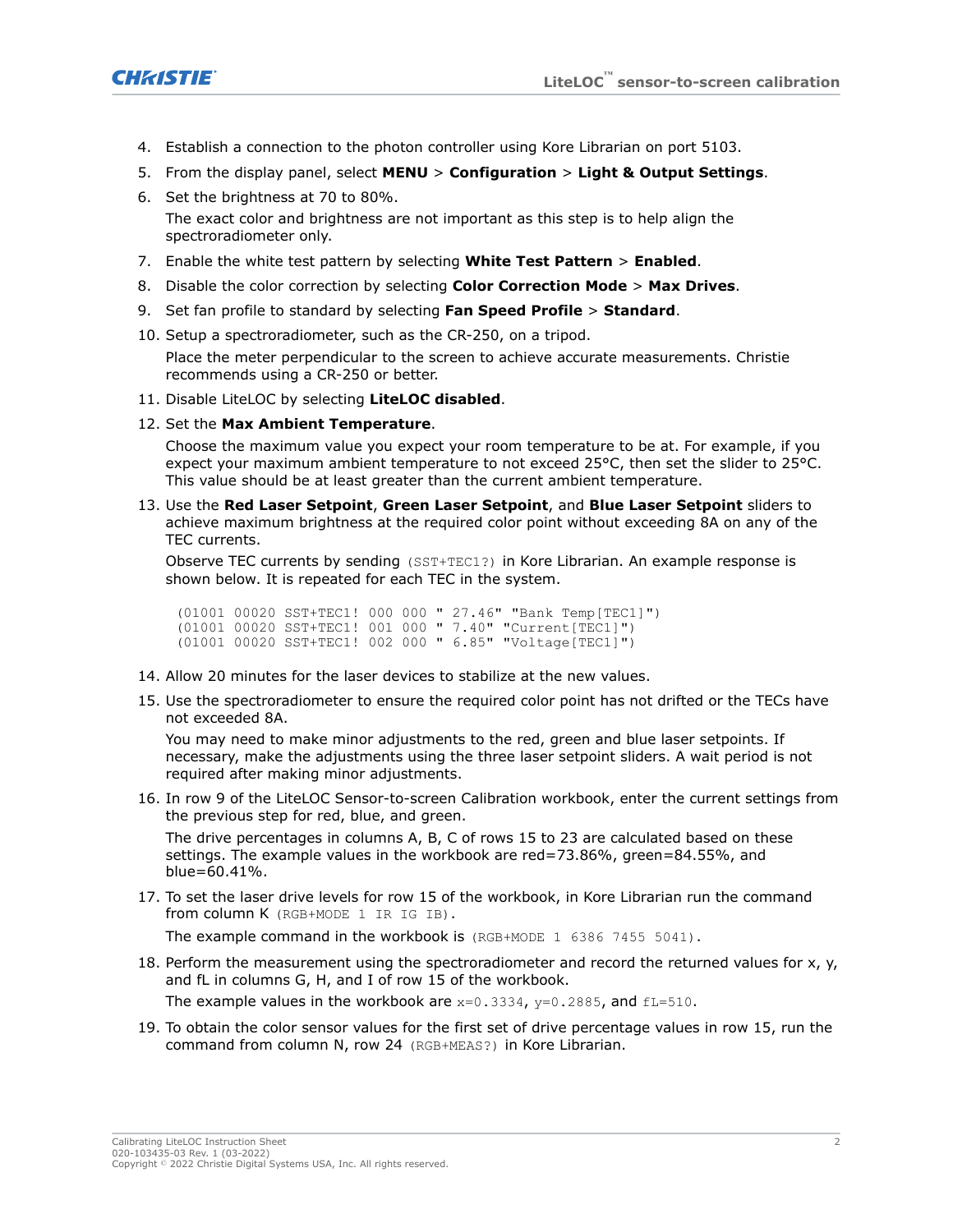4. Establish a connection to the photon controller using Kore Librarian on port 5103.
5. From the display panel, select **MENU** > **Configuration** > **Light & Output Settings**.
6. Set the brightness at 70 to 80%.

   The exact color and brightness are not important as this step is to help align the spectroradiometer only.
7. Enable the white test pattern by selecting **White Test Pattern** > **Enabled**.
8. Disable the color correction by selecting **Color Correction Mode** > **Max Drives**.
9. Set fan profile to standard by selecting **Fan Speed Profile** > **Standard**.
10. Setup a spectroradiometer, such as the CR-250, on a tripod.

    Place the meter perpendicular to the screen to achieve accurate measurements. Christie recommends using a CR-250 or better.
11. Disable LiteLOC by selecting **LiteLOC disabled**.
12. Set the **Max Ambient Temperature**.

    Choose the maximum value you expect your room temperature to be at. For example, if you expect your maximum ambient temperature to not exceed 25°C, then set the slider to 25°C. This value should be at least greater than the current ambient temperature.
13. Use the **Red Laser Setpoint**, **Green Laser Setpoint**, and **Blue Laser Setpoint** sliders to achieve maximum brightness at the required color point without exceeding 8A on any of the TEC currents.

    Observe TEC currents by sending `(SST+TEC1?)` in Kore Librarian. An example response is shown below. It is repeated for each TEC in the system.

    ```
    (01001 00020 SST+TEC1! 000 000 " 27.46" "Bank Temp[TEC1]")
    (01001 00020 SST+TEC1! 001 000 " 7.40" "Current[TEC1]")
    (01001 00020 SST+TEC1! 002 000 " 6.85" "Voltage[TEC1]")
    ```
14. Allow 20 minutes for the laser devices to stabilize at the new values.
15. Use the spectroradiometer to ensure the required color point has not drifted or the TECs have not exceeded 8A.

    You may need to make minor adjustments to the red, green and blue laser setpoints. If necessary, make the adjustments using the three laser setpoint sliders. A wait period is not required after making minor adjustments.
16. In row 9 of the LiteLOC Sensor-to-screen Calibration workbook, enter the current settings from the previous step for red, blue, and green.

    The drive percentages in columns A, B, C of rows 15 to 23 are calculated based on these settings. The example values in the workbook are red=73.86%, green=84.55%, and blue=60.41%.
17. To set the laser drive levels for row 15 of the workbook, in Kore Librarian run the command from column K `(RGB+MODE 1 IR IG IB)`.

    The example command in the workbook is `(RGB+MODE 1 6386 7455 5041)`.
18. Perform the measurement using the spectroradiometer and record the returned values for x, y, and fL in columns G, H, and I of row 15 of the workbook.

    The example values in the workbook are `x=0.3334`, `y=0.2885`, and `fL=510`.
19. To obtain the color sensor values for the first set of drive percentage values in row 15, run the command from column N, row 24 `(RGB+MEAS?)` in Kore Librarian.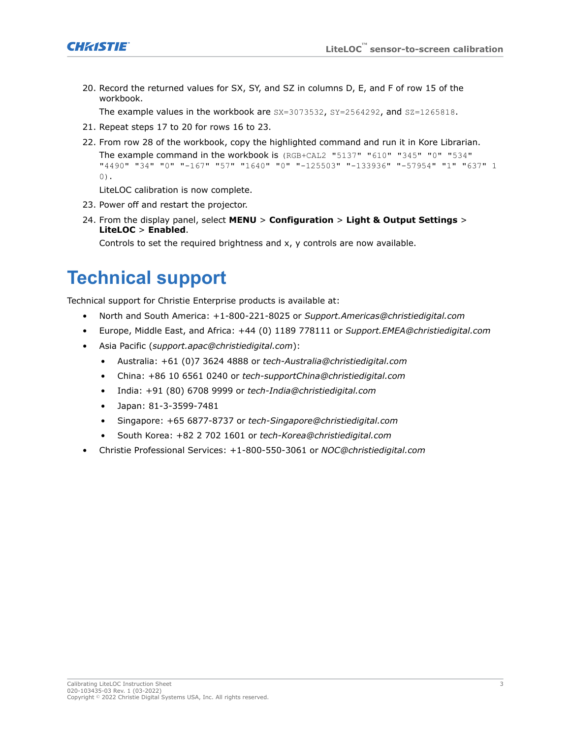20. Record the returned values for SX, SY, and SZ in columns D, E, and F of row 15 of the workbook.

    The example values in the workbook are `SX=3073532`, `SY=2564292`, and `SZ=1265818`.

21. Repeat steps 17 to 20 for rows 16 to 23.
22. From row 28 of the workbook, copy the highlighted command and run it in Kore Librarian.

    The example command in the workbook is `(RGB+CAL2 "5137" "610" "345" "0" "534" "4490" "34" "0" "-167" "57" "1640" "0" "-125503" "-133936" "-57954" "1" "637" 1 0)`.

    LiteLOC calibration is now complete.

23. Power off and restart the projector.
24. From the display panel, select **MENU** > **Configuration** > **Light & Output Settings** > **LiteLOC** > **Enabled**.

    Controls to set the required brightness and x, y controls are now available.

# Technical support

Technical support for Christie Enterprise products is available at:

- North and South America: +1-800-221-8025 or *Support.Americas@christiedigital.com*
- Europe, Middle East, and Africa: +44 (0) 1189 778111 or *Support.EMEA@christiedigital.com*
- Asia Pacific (*support.apac@christiedigital.com*):
  - Australia: +61 (0)7 3624 4888 or *tech-Australia@christiedigital.com*
  - China: +86 10 6561 0240 or *tech-supportChina@christiedigital.com*
  - India: +91 (80) 6708 9999 or *tech-India@christiedigital.com*
  - Japan: 81-3-3599-7481
  - Singapore: +65 6877-8737 or *tech-Singapore@christiedigital.com*
  - South Korea: +82 2 702 1601 or *tech-Korea@christiedigital.com*
- Christie Professional Services: +1-800-550-3061 or *NOC@christiedigital.com*